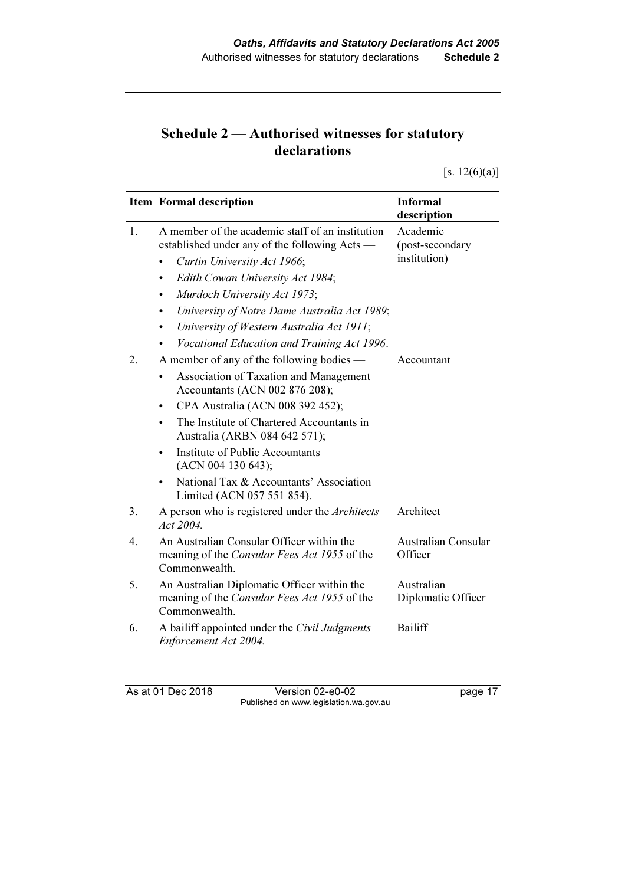## Schedule 2 — Authorised witnesses for statutory declarations

[s. 12(6)(a)]

| Item | Formal description | Informal description |
|---|---|---|
| 1. | A member of the academic staff of an institution established under any of the following Acts — <br>• *Curtin University Act 1966*; <br>• *Edith Cowan University Act 1984*; <br>• *Murdoch University Act 1973*; <br>• *University of Notre Dame Australia Act 1989*; <br>• *University of Western Australia Act 1911*; <br>• *Vocational Education and Training Act 1996*. | Academic (post-secondary institution) |
| 2. | A member of any of the following bodies — <br>• Association of Taxation and Management Accountants (ACN 002 876 208); <br>• CPA Australia (ACN 008 392 452); <br>• The Institute of Chartered Accountants in Australia (ARBN 084 642 571); <br>• Institute of Public Accountants (ACN 004 130 643); <br>• National Tax & Accountants' Association Limited (ACN 057 551 854). | Accountant |
| 3. | A person who is registered under the *Architects Act 2004.* | Architect |
| 4. | An Australian Consular Officer within the meaning of the *Consular Fees Act 1955* of the Commonwealth. | Australian Consular Officer |
| 5. | An Australian Diplomatic Officer within the meaning of the *Consular Fees Act 1955* of the Commonwealth. | Australian Diplomatic Officer |
| 6. | A bailiff appointed under the *Civil Judgments Enforcement Act 2004.* | Bailiff |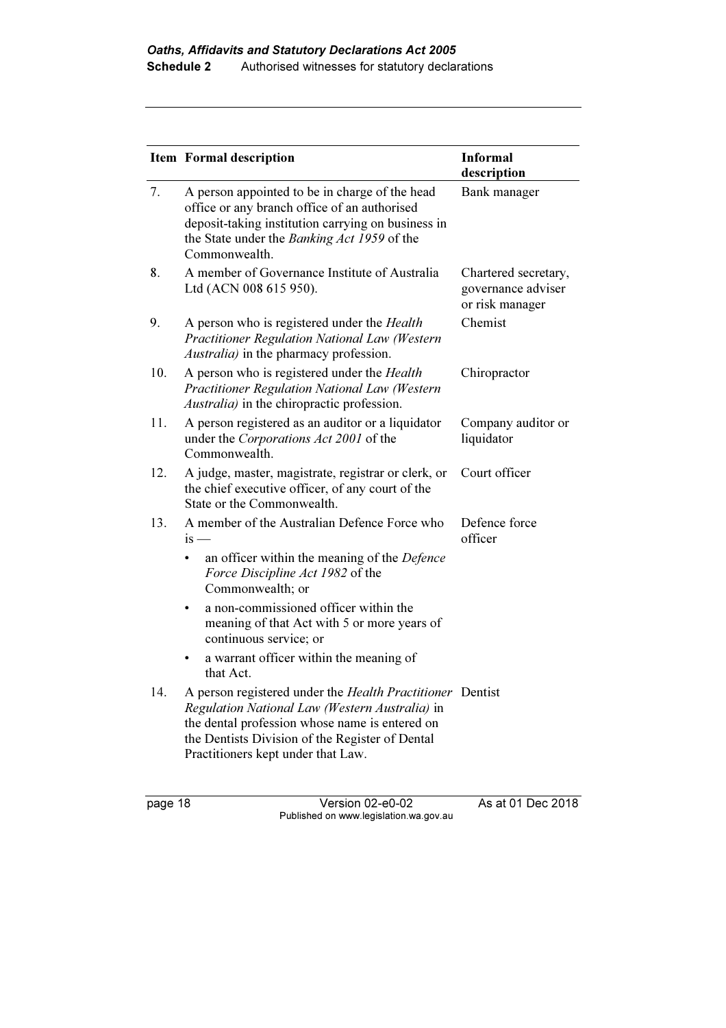| Item | Formal description | Informal description |
|---|---|---|
| 7. | A person appointed to be in charge of the head office or any branch office of an authorised deposit-taking institution carrying on business in the State under the *Banking Act 1959* of the Commonwealth. | Bank manager |
| 8. | A member of Governance Institute of Australia Ltd (ACN 008 615 950). | Chartered secretary, governance adviser or risk manager |
| 9. | A person who is registered under the *Health Practitioner Regulation National Law (Western Australia)* in the pharmacy profession. | Chemist |
| 10. | A person who is registered under the *Health Practitioner Regulation National Law (Western Australia)* in the chiropractic profession. | Chiropractor |
| 11. | A person registered as an auditor or a liquidator under the *Corporations Act 2001* of the Commonwealth. | Company auditor or liquidator |
| 12. | A judge, master, magistrate, registrar or clerk, or the chief executive officer, of any court of the State or the Commonwealth. | Court officer |
| 13. | A member of the Australian Defence Force who is — <br>• an officer within the meaning of the *Defence Force Discipline Act 1982* of the Commonwealth; or <br>• a non-commissioned officer within the meaning of that Act with 5 or more years of continuous service; or <br>• a warrant officer within the meaning of that Act. | Defence force officer |
| 14. | A person registered under the *Health Practitioner Regulation National Law (Western Australia)* in the dental profession whose name is entered on the Dentists Division of the Register of Dental Practitioners kept under that Law. | Dentist |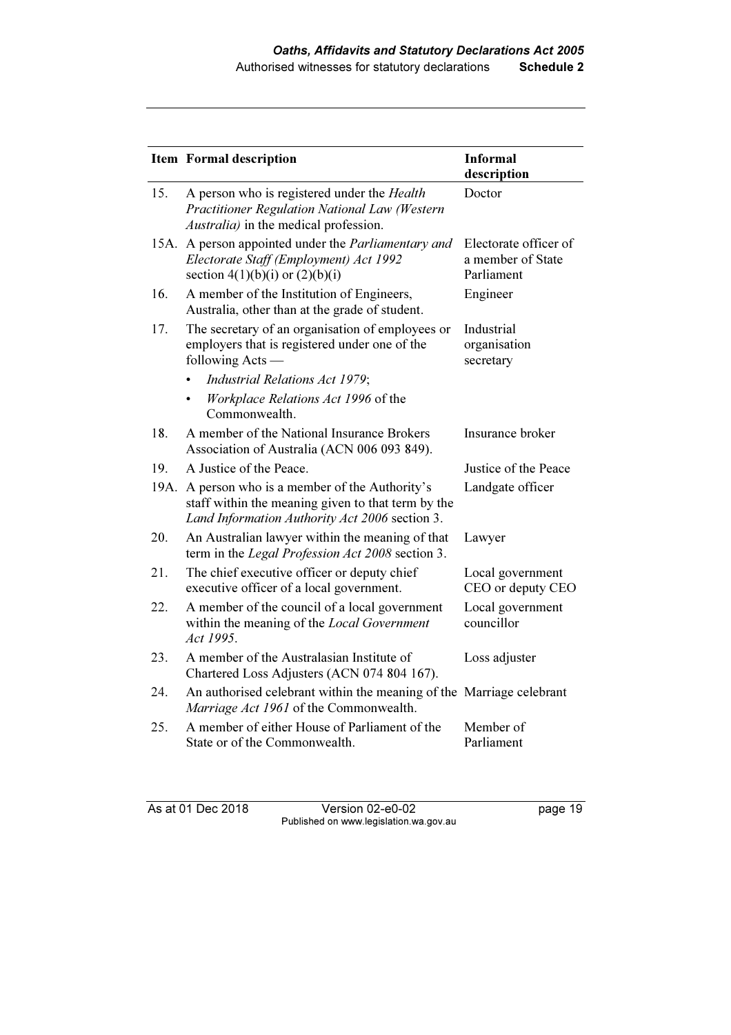| Item | Formal description | Informal description |
|---|---|---|
| 15. | A person who is registered under the *Health Practitioner Regulation National Law (Western Australia)* in the medical profession. | Doctor |
| 15A. | A person appointed under the *Parliamentary and Electorate Staff (Employment) Act 1992* section 4(1)(b)(i) or (2)(b)(i) | Electorate officer of a member of State Parliament |
| 16. | A member of the Institution of Engineers, Australia, other than at the grade of student. | Engineer |
| 17. | The secretary of an organisation of employees or employers that is registered under one of the following Acts — <br>• *Industrial Relations Act 1979*; <br>• *Workplace Relations Act 1996* of the Commonwealth. | Industrial organisation secretary |
| 18. | A member of the National Insurance Brokers Association of Australia (ACN 006 093 849). | Insurance broker |
| 19. | A Justice of the Peace. | Justice of the Peace |
| 19A. | A person who is a member of the Authority's staff within the meaning given to that term by the *Land Information Authority Act 2006* section 3. | Landgate officer |
| 20. | An Australian lawyer within the meaning of that term in the *Legal Profession Act 2008* section 3. | Lawyer |
| 21. | The chief executive officer or deputy chief executive officer of a local government. | Local government CEO or deputy CEO |
| 22. | A member of the council of a local government within the meaning of the *Local Government Act 1995*. | Local government councillor |
| 23. | A member of the Australasian Institute of Chartered Loss Adjusters (ACN 074 804 167). | Loss adjuster |
| 24. | An authorised celebrant within the meaning of the *Marriage Act 1961* of the Commonwealth. | Marriage celebrant |
| 25. | A member of either House of Parliament of the State or of the Commonwealth. | Member of Parliament |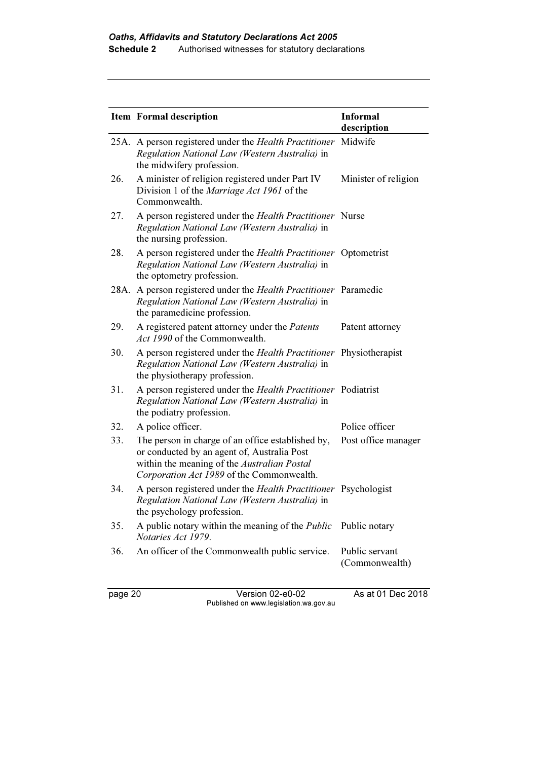| Item | Formal description | Informal description |
|---|---|---|
| 25A. | A person registered under the *Health Practitioner Regulation National Law (Western Australia)* in the midwifery profession. | Midwife |
| 26. | A minister of religion registered under Part IV Division 1 of the *Marriage Act 1961* of the Commonwealth. | Minister of religion |
| 27. | A person registered under the *Health Practitioner Regulation National Law (Western Australia)* in the nursing profession. | Nurse |
| 28. | A person registered under the *Health Practitioner Regulation National Law (Western Australia)* in the optometry profession. | Optometrist |
| 28A. | A person registered under the *Health Practitioner Regulation National Law (Western Australia)* in the paramedicine profession. | Paramedic |
| 29. | A registered patent attorney under the *Patents Act 1990* of the Commonwealth. | Patent attorney |
| 30. | A person registered under the *Health Practitioner Regulation National Law (Western Australia)* in the physiotherapy profession. | Physiotherapist |
| 31. | A person registered under the *Health Practitioner Regulation National Law (Western Australia)* in the podiatry profession. | Podiatrist |
| 32. | A police officer. | Police officer |
| 33. | The person in charge of an office established by, or conducted by an agent of, Australia Post within the meaning of the *Australian Postal Corporation Act 1989* of the Commonwealth. | Post office manager |
| 34. | A person registered under the *Health Practitioner Regulation National Law (Western Australia)* in the psychology profession. | Psychologist |
| 35. | A public notary within the meaning of the *Public Notaries Act 1979*. | Public notary |
| 36. | An officer of the Commonwealth public service. | Public servant (Commonwealth) |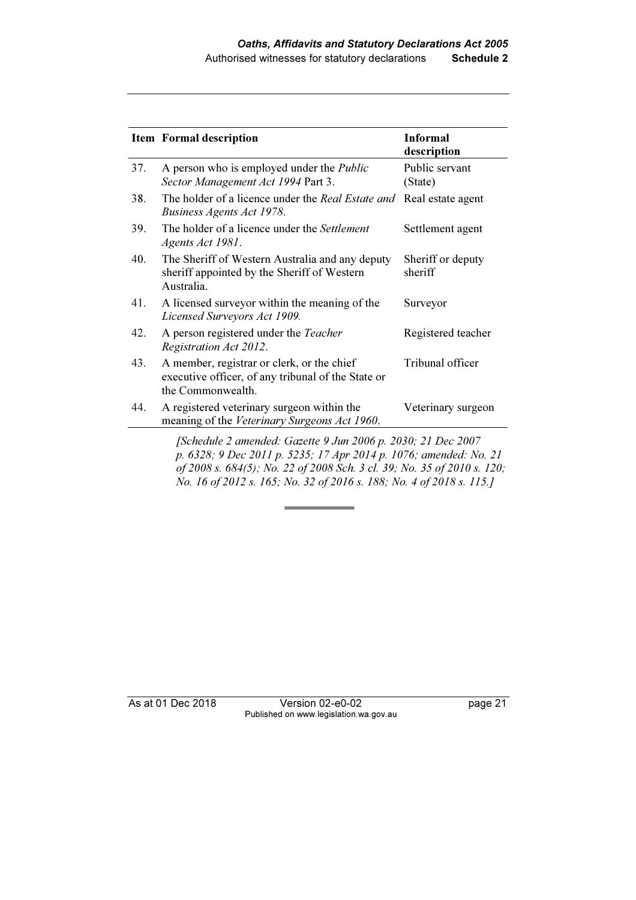| Item | Formal description | Informal description |
|---|---|---|
| 37. | A person who is employed under the *Public Sector Management Act 1994* Part 3. | Public servant (State) |
| 38. | The holder of a licence under the *Real Estate and Business Agents Act 1978*. | Real estate agent |
| 39. | The holder of a licence under the *Settlement Agents Act 1981*. | Settlement agent |
| 40. | The Sheriff of Western Australia and any deputy sheriff appointed by the Sheriff of Western Australia. | Sheriff or deputy sheriff |
| 41. | A licensed surveyor within the meaning of the *Licensed Surveyors Act 1909.* | Surveyor |
| 42. | A person registered under the *Teacher Registration Act 2012*. | Registered teacher |
| 43. | A member, registrar or clerk, or the chief executive officer, of any tribunal of the State or the Commonwealth. | Tribunal officer |
| 44. | A registered veterinary surgeon within the meaning of the *Veterinary Surgeons Act 1960*. | Veterinary surgeon |

*[Schedule 2 amended: Gazette 9 Jun 2006 p. 2030; 21 Dec 2007 p. 6328; 9 Dec 2011 p. 5235; 17 Apr 2014 p. 1076; amended: No. 21 of 2008 s. 684(5); No. 22 of 2008 Sch. 3 cl. 39; No. 35 of 2010 s. 120; No. 16 of 2012 s. 165; No. 32 of 2016 s. 188; No. 4 of 2018 s. 115.]*